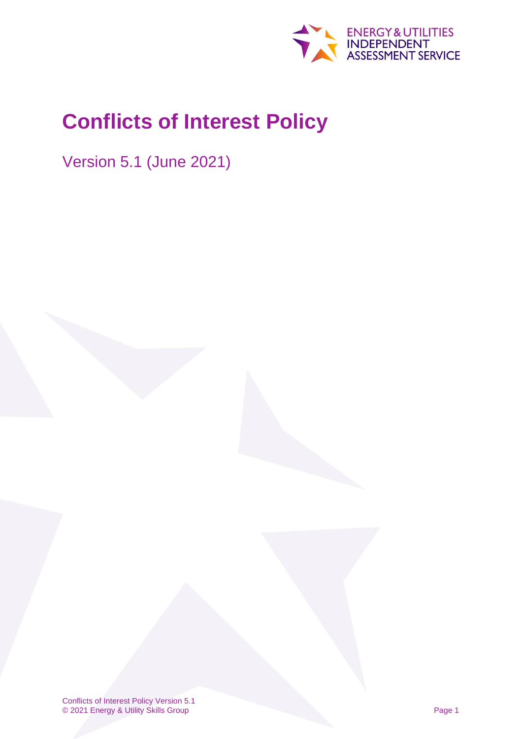ENERGY & UTILITIES INDEPENDENT ASSESSMENT SERVICE

# Conflicts of Interest Policy

Version 5.1 (June 2021)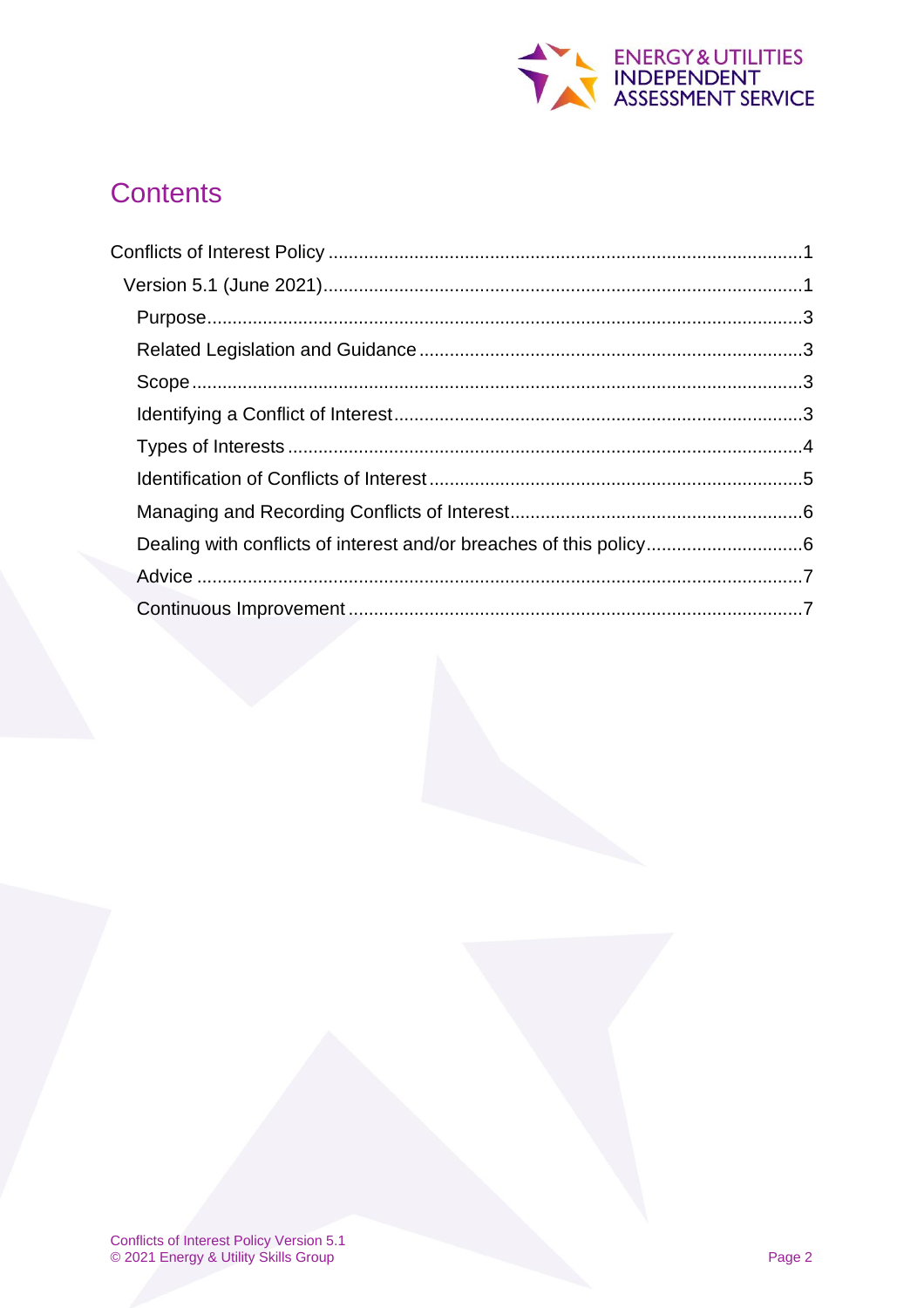# Contents

Conflicts of Interest Policy ............................................................................................1

Version 5.1 (June 2021)...........................................................................................1

Purpose...................................................................................................................3

Related Legislation and Guidance ..........................................................................3

Scope ......................................................................................................................3

Identifying a Conflict of Interest...............................................................................3

Types of Interests ....................................................................................................4

Identification of Conflicts of Interest ........................................................................5

Managing and Recording Conflicts of Interest.........................................................6

Dealing with conflicts of interest and/or breaches of this policy..............................6

Advice .....................................................................................................................7

Continuous Improvement ........................................................................................7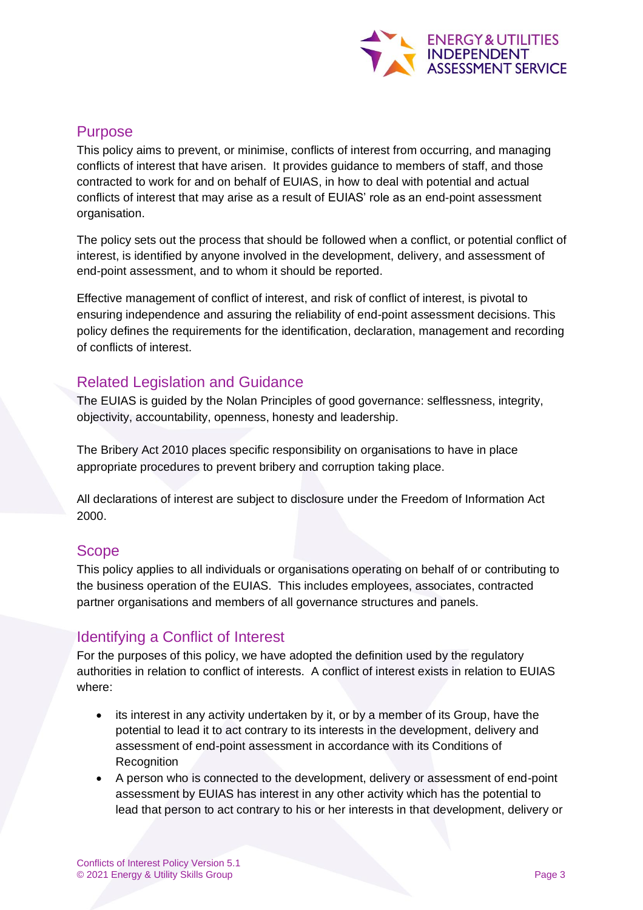## Purpose

This policy aims to prevent, or minimise, conflicts of interest from occurring, and managing conflicts of interest that have arisen. It provides guidance to members of staff, and those contracted to work for and on behalf of EUIAS, in how to deal with potential and actual conflicts of interest that may arise as a result of EUIAS' role as an end-point assessment organisation.

The policy sets out the process that should be followed when a conflict, or potential conflict of interest, is identified by anyone involved in the development, delivery, and assessment of end-point assessment, and to whom it should be reported.

Effective management of conflict of interest, and risk of conflict of interest, is pivotal to ensuring independence and assuring the reliability of end-point assessment decisions. This policy defines the requirements for the identification, declaration, management and recording of conflicts of interest.

## Related Legislation and Guidance

The EUIAS is guided by the Nolan Principles of good governance: selflessness, integrity, objectivity, accountability, openness, honesty and leadership.

The Bribery Act 2010 places specific responsibility on organisations to have in place appropriate procedures to prevent bribery and corruption taking place.

All declarations of interest are subject to disclosure under the Freedom of Information Act 2000.

## Scope

This policy applies to all individuals or organisations operating on behalf of or contributing to the business operation of the EUIAS. This includes employees, associates, contracted partner organisations and members of all governance structures and panels.

## Identifying a Conflict of Interest

For the purposes of this policy, we have adopted the definition used by the regulatory authorities in relation to conflict of interests. A conflict of interest exists in relation to EUIAS where:

- its interest in any activity undertaken by it, or by a member of its Group, have the potential to lead it to act contrary to its interests in the development, delivery and assessment of end-point assessment in accordance with its Conditions of Recognition
- A person who is connected to the development, delivery or assessment of end-point assessment by EUIAS has interest in any other activity which has the potential to lead that person to act contrary to his or her interests in that development, delivery or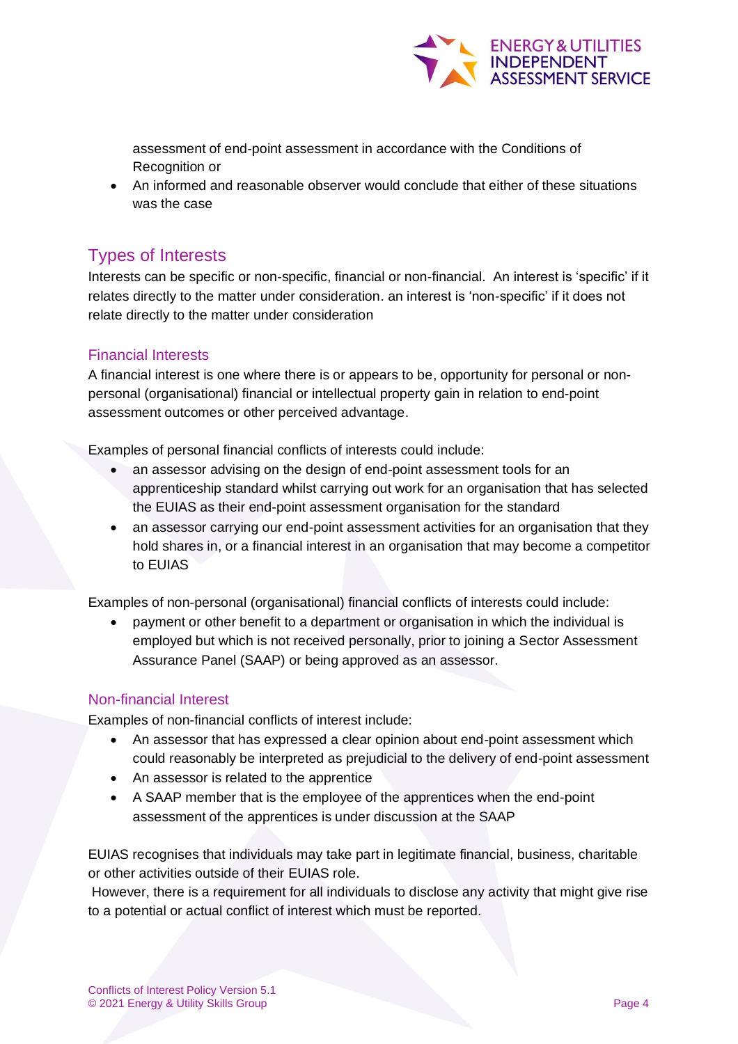assessment of end-point assessment in accordance with the Conditions of Recognition or

- An informed and reasonable observer would conclude that either of these situations was the case

## Types of Interests

Interests can be specific or non-specific, financial or non-financial. An interest is 'specific' if it relates directly to the matter under consideration. an interest is 'non-specific' if it does not relate directly to the matter under consideration

### Financial Interests

A financial interest is one where there is or appears to be, opportunity for personal or non-personal (organisational) financial or intellectual property gain in relation to end-point assessment outcomes or other perceived advantage.

Examples of personal financial conflicts of interests could include:

- an assessor advising on the design of end-point assessment tools for an apprenticeship standard whilst carrying out work for an organisation that has selected the EUIAS as their end-point assessment organisation for the standard
- an assessor carrying our end-point assessment activities for an organisation that they hold shares in, or a financial interest in an organisation that may become a competitor to EUIAS

Examples of non-personal (organisational) financial conflicts of interests could include:

- payment or other benefit to a department or organisation in which the individual is employed but which is not received personally, prior to joining a Sector Assessment Assurance Panel (SAAP) or being approved as an assessor.

### Non-financial Interest

Examples of non-financial conflicts of interest include:

- An assessor that has expressed a clear opinion about end-point assessment which could reasonably be interpreted as prejudicial to the delivery of end-point assessment
- An assessor is related to the apprentice
- A SAAP member that is the employee of the apprentices when the end-point assessment of the apprentices is under discussion at the SAAP

EUIAS recognises that individuals may take part in legitimate financial, business, charitable or other activities outside of their EUIAS role.

However, there is a requirement for all individuals to disclose any activity that might give rise to a potential or actual conflict of interest which must be reported.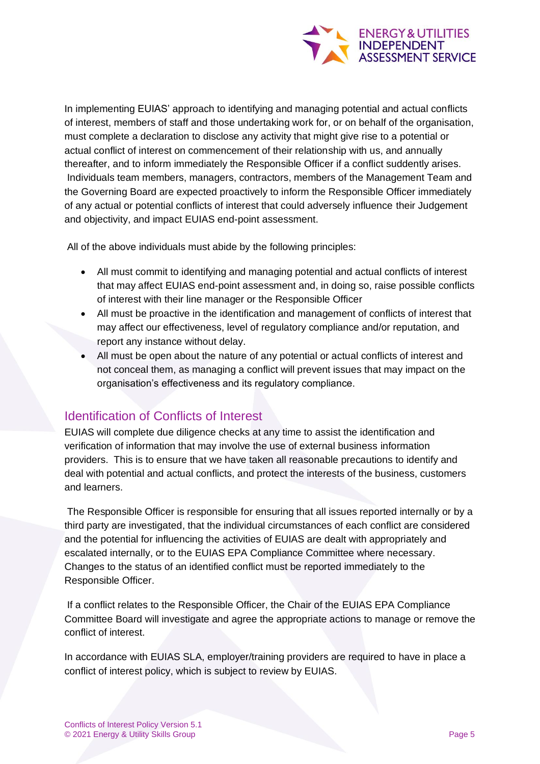In implementing EUIAS' approach to identifying and managing potential and actual conflicts of interest, members of staff and those undertaking work for, or on behalf of the organisation, must complete a declaration to disclose any activity that might give rise to a potential or actual conflict of interest on commencement of their relationship with us, and annually thereafter, and to inform immediately the Responsible Officer if a conflict suddenly arises. Individuals team members, managers, contractors, members of the Management Team and the Governing Board are expected proactively to inform the Responsible Officer immediately of any actual or potential conflicts of interest that could adversely influence their Judgement and objectivity, and impact EUIAS end-point assessment.

All of the above individuals must abide by the following principles:

- All must commit to identifying and managing potential and actual conflicts of interest that may affect EUIAS end-point assessment and, in doing so, raise possible conflicts of interest with their line manager or the Responsible Officer
- All must be proactive in the identification and management of conflicts of interest that may affect our effectiveness, level of regulatory compliance and/or reputation, and report any instance without delay.
- All must be open about the nature of any potential or actual conflicts of interest and not conceal them, as managing a conflict will prevent issues that may impact on the organisation's effectiveness and its regulatory compliance.

## Identification of Conflicts of Interest

EUIAS will complete due diligence checks at any time to assist the identification and verification of information that may involve the use of external business information providers. This is to ensure that we have taken all reasonable precautions to identify and deal with potential and actual conflicts, and protect the interests of the business, customers and learners.

The Responsible Officer is responsible for ensuring that all issues reported internally or by a third party are investigated, that the individual circumstances of each conflict are considered and the potential for influencing the activities of EUIAS are dealt with appropriately and escalated internally, or to the EUIAS EPA Compliance Committee where necessary. Changes to the status of an identified conflict must be reported immediately to the Responsible Officer.

If a conflict relates to the Responsible Officer, the Chair of the EUIAS EPA Compliance Committee Board will investigate and agree the appropriate actions to manage or remove the conflict of interest.

In accordance with EUIAS SLA, employer/training providers are required to have in place a conflict of interest policy, which is subject to review by EUIAS.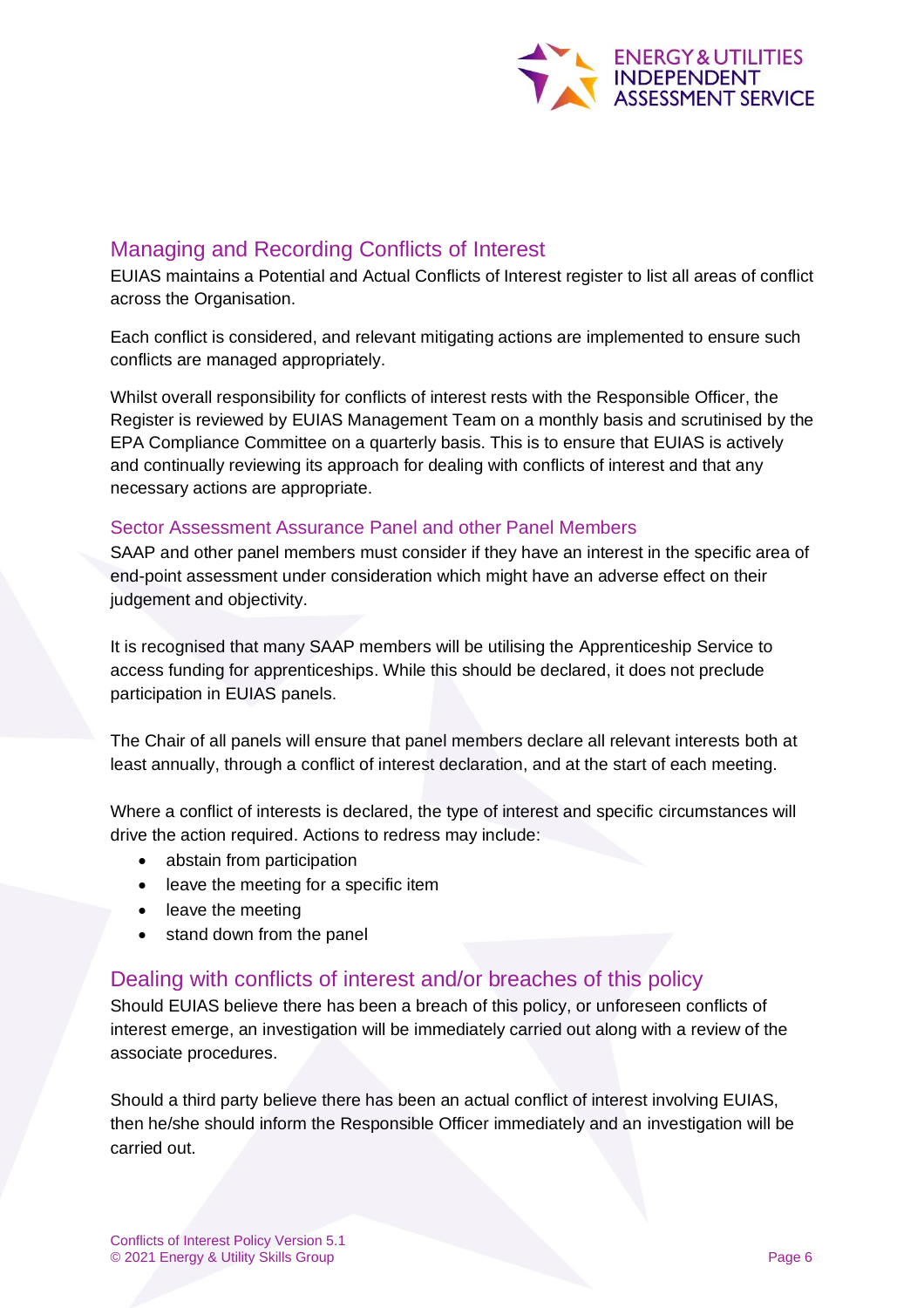## Managing and Recording Conflicts of Interest

EUIAS maintains a Potential and Actual Conflicts of Interest register to list all areas of conflict across the Organisation.

Each conflict is considered, and relevant mitigating actions are implemented to ensure such conflicts are managed appropriately.

Whilst overall responsibility for conflicts of interest rests with the Responsible Officer, the Register is reviewed by EUIAS Management Team on a monthly basis and scrutinised by the EPA Compliance Committee on a quarterly basis. This is to ensure that EUIAS is actively and continually reviewing its approach for dealing with conflicts of interest and that any necessary actions are appropriate.

### Sector Assessment Assurance Panel and other Panel Members

SAAP and other panel members must consider if they have an interest in the specific area of end-point assessment under consideration which might have an adverse effect on their judgement and objectivity.

It is recognised that many SAAP members will be utilising the Apprenticeship Service to access funding for apprenticeships. While this should be declared, it does not preclude participation in EUIAS panels.

The Chair of all panels will ensure that panel members declare all relevant interests both at least annually, through a conflict of interest declaration, and at the start of each meeting.

Where a conflict of interests is declared, the type of interest and specific circumstances will drive the action required. Actions to redress may include:

- abstain from participation
- leave the meeting for a specific item
- leave the meeting
- stand down from the panel

## Dealing with conflicts of interest and/or breaches of this policy

Should EUIAS believe there has been a breach of this policy, or unforeseen conflicts of interest emerge, an investigation will be immediately carried out along with a review of the associate procedures.

Should a third party believe there has been an actual conflict of interest involving EUIAS, then he/she should inform the Responsible Officer immediately and an investigation will be carried out.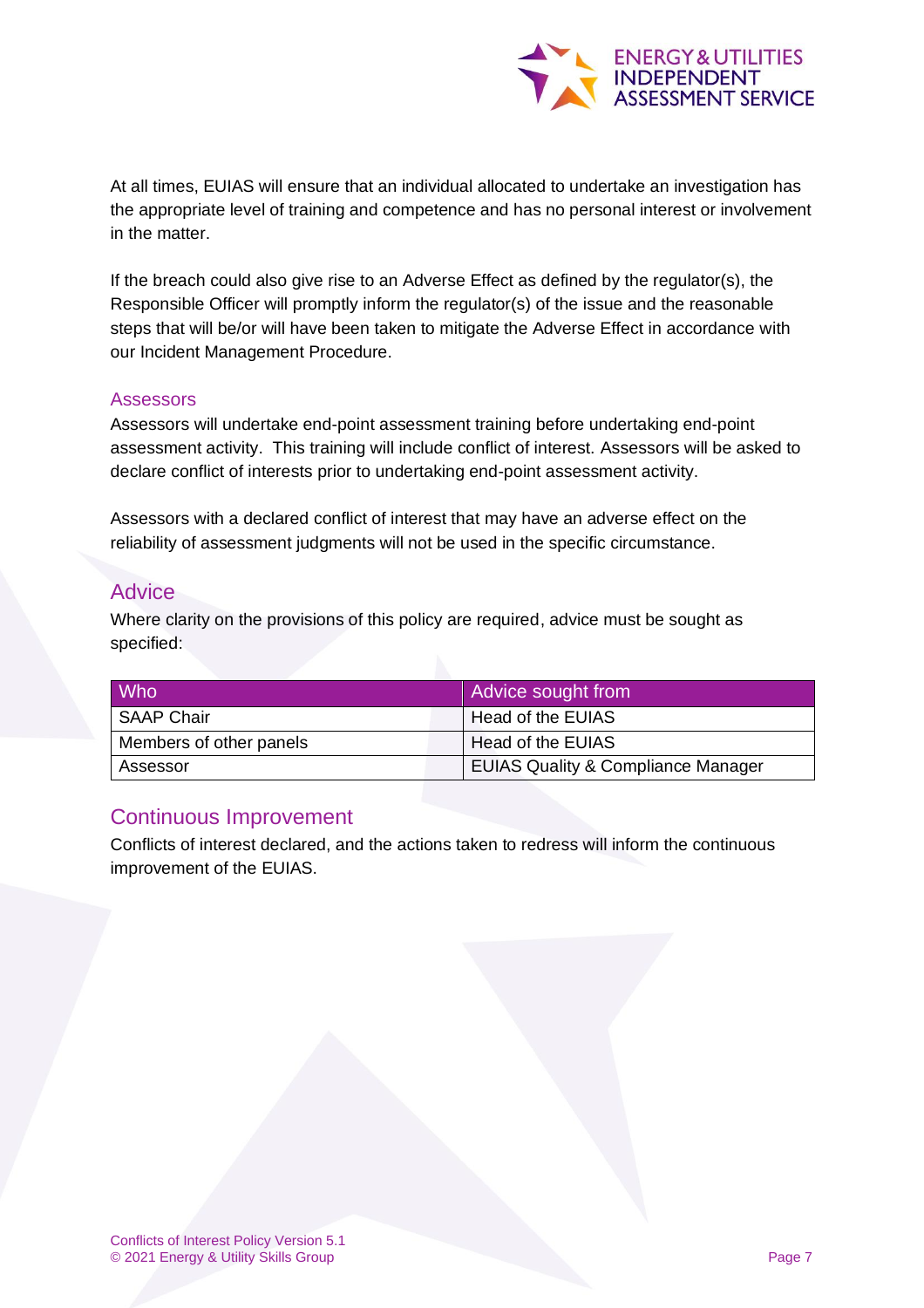At all times, EUIAS will ensure that an individual allocated to undertake an investigation has the appropriate level of training and competence and has no personal interest or involvement in the matter.

If the breach could also give rise to an Adverse Effect as defined by the regulator(s), the Responsible Officer will promptly inform the regulator(s) of the issue and the reasonable steps that will be/or will have been taken to mitigate the Adverse Effect in accordance with our Incident Management Procedure.

### Assessors

Assessors will undertake end-point assessment training before undertaking end-point assessment activity. This training will include conflict of interest. Assessors will be asked to declare conflict of interests prior to undertaking end-point assessment activity.

Assessors with a declared conflict of interest that may have an adverse effect on the reliability of assessment judgments will not be used in the specific circumstance.

## Advice

Where clarity on the provisions of this policy are required, advice must be sought as specified:

| Who | Advice sought from |
| --- | --- |
| SAAP Chair | Head of the EUIAS |
| Members of other panels | Head of the EUIAS |
| Assessor | EUIAS Quality & Compliance Manager |

## Continuous Improvement

Conflicts of interest declared, and the actions taken to redress will inform the continuous improvement of the EUIAS.